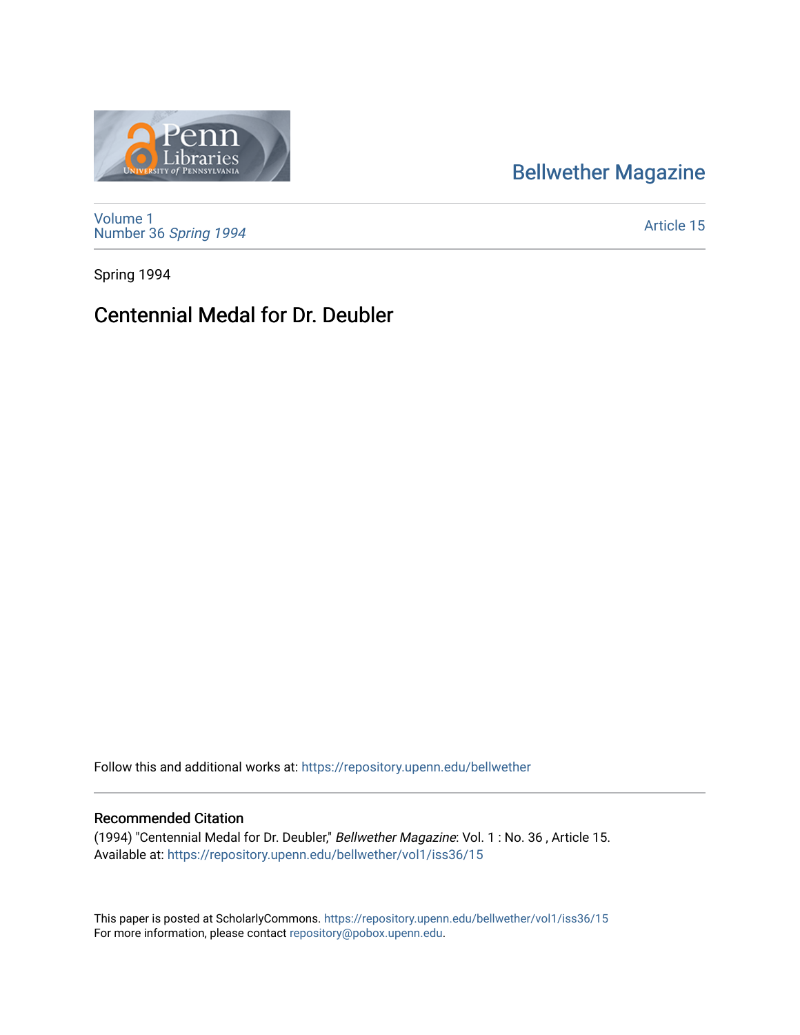Bellwether Magazine

Volume 1
Number 36 *Spring 1994*

Article 15

Spring 1994

# Centennial Medal for Dr. Deubler

Follow this and additional works at: https://repository.upenn.edu/bellwether

## Recommended Citation

(1994) "Centennial Medal for Dr. Deubler," *Bellwether Magazine*: Vol. 1 : No. 36 , Article 15.
Available at: https://repository.upenn.edu/bellwether/vol1/iss36/15

This paper is posted at ScholarlyCommons. https://repository.upenn.edu/bellwether/vol1/iss36/15
For more information, please contact repository@pobox.upenn.edu.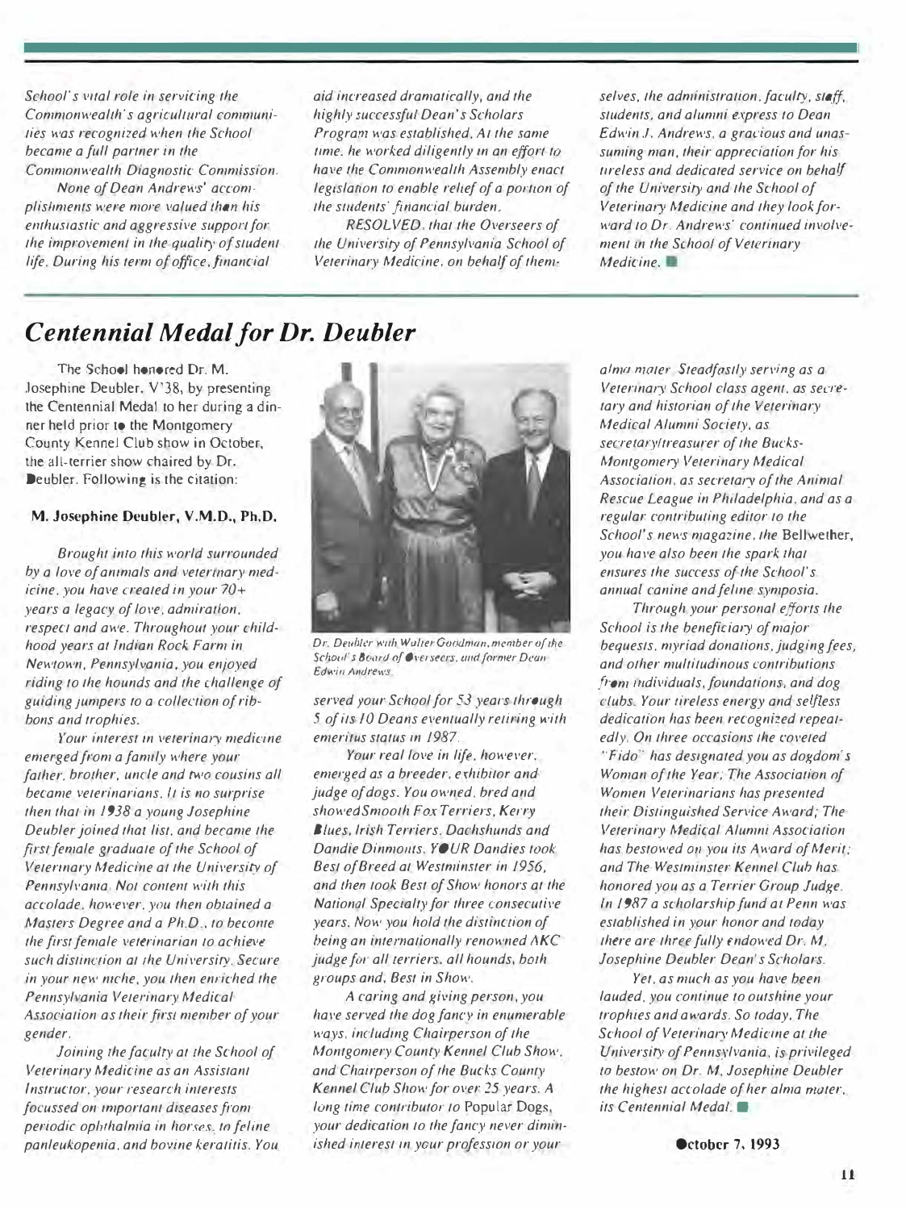*School's vital role in servicing the Commonwealth's agricultural communities was recognized when the School became a full partner in the Commonwealth Diagnostic Commission.*

*None of Dean Andrews' accomplishments were more valued than his enthusiastic and aggressive support for the improvement in the quality of student life. During his term of office, financial aid increased dramatically, and the highly successful Dean's Scholars Program was established. At the same time, he worked diligently in an effort to have the Commonwealth Assembly enact legislation to enable relief of a portion of the students' financial burden.*

*RESOLVED, that the Overseers of the University of Pennsylvania School of Veterinary Medicine, on behalf of themselves, the administration, faculty, staff, students, and alumni express to Dean Edwin J. Andrews, a gracious and unassuming man, their appreciation for his tireless and dedicated service on behalf of the University and the School of Veterinary Medicine and they look forward to Dr. Andrews' continued involvement in the School of Veterinary Medicine.*

## Centennial Medal for Dr. Deubler

The School honored Dr. M. Josephine Deubler, V'38, by presenting the Centennial Medal to her during a dinner held prior to the Montgomery County Kennel Club show in October, the all-terrier show chaired by Dr. Deubler. Following is the citation:

### M. Josephine Deubler, V.M.D., Ph.D.

*Brought into this world surrounded by a love of animals and veterinary medicine, you have created in your 70+ years a legacy of love, admiration, respect and awe. Throughout your childhood years at Indian Rock Farm in Newtown, Pennsylvania, you enjoyed riding to the hounds and the challenge of guiding jumpers to a collection of ribbons and trophies.*

*Your interest in veterinary medicine emerged from a family where your father, brother, uncle and two cousins all became veterinarians. It is no surprise then that in 1938 a young Josephine Deubler joined that list, and became the first female graduate of the School of Veterinary Medicine at the University of Pennsylvania. Not content with this accolade, however, you then obtained a Masters Degree and a Ph.D., to become the first female veterinarian to achieve such distinction at the University. Secure in your new niche, you then enriched the Pennsylvania Veterinary Medical Association as their first member of your gender.*

*Joining the faculty at the School of Veterinary Medicine as an Assistant Instructor, your research interests focussed on important diseases from periodic ophthalmia in horses, to feline panleukopenia, and bovine keratitis. You served your School for 53 years through 5 of its 10 Deans eventually retiring with emeritus status in 1987.*

Dr. Deubler with Walter Goodman, member of the School's Board of Overseers, and former Dean Edwin Andrews.

*Your real love in life, however, emerged as a breeder, exhibitor and judge of dogs. You owned, bred and showed Smooth Fox Terriers, Kerry Blues, Irish Terriers, Dachshunds and Dandie Dinmonts. YOUR Dandies took Best of Breed at Westminster in 1956, and then took Best of Show honors at the National Specialty for three consecutive years. Now you hold the distinction of being an internationally renowned AKC judge for all terriers, all hounds, both groups and, Best in Show.*

*A caring and giving person, you have served the dog fancy in enumerable ways, including Chairperson of the Montgomery County Kennel Club Show, and Chairperson of the Bucks County Kennel Club Show for over 25 years. A long time contributor to* Popular Dogs, *your dedication to the fancy never diminished interest in your profession or your alma mater. Steadfastly serving as a Veterinary School class agent, as secretary and historian of the Veterinary Medical Alumni Society, as secretary/treasurer of the Bucks-Montgomery Veterinary Medical Association, as secretary of the Animal Rescue League in Philadelphia, and as a regular contributing editor to the School's news magazine, the* Bellwether, *you have also been the spark that ensures the success of the School's annual canine and feline symposia.*

*Through your personal efforts the School is the beneficiary of major bequests, myriad donations, judging fees, and other multitudinous contributions from individuals, foundations, and dog clubs. Your tireless energy and selfless dedication has been recognized repeatedly. On three occasions the coveted "Fido" has designated you as dogdom's Woman of the Year; The Association of Women Veterinarians has presented their Distinguished Service Award; The Veterinary Medical Alumni Association has bestowed on you its Award of Merit; and The Westminster Kennel Club has honored you as a Terrier Group Judge. In 1987 a scholarship fund at Penn was established in your honor and today there are three fully endowed Dr. M. Josephine Deubler Dean's Scholars.*

*Yet, as much as you have been lauded, you continue to outshine your trophies and awards. So today, The School of Veterinary Medicine at the University of Pennsylvania, is privileged to bestow on Dr. M. Josephine Deubler the highest accolade of her alma mater, its Centennial Medal.*

**October 7, 1993**